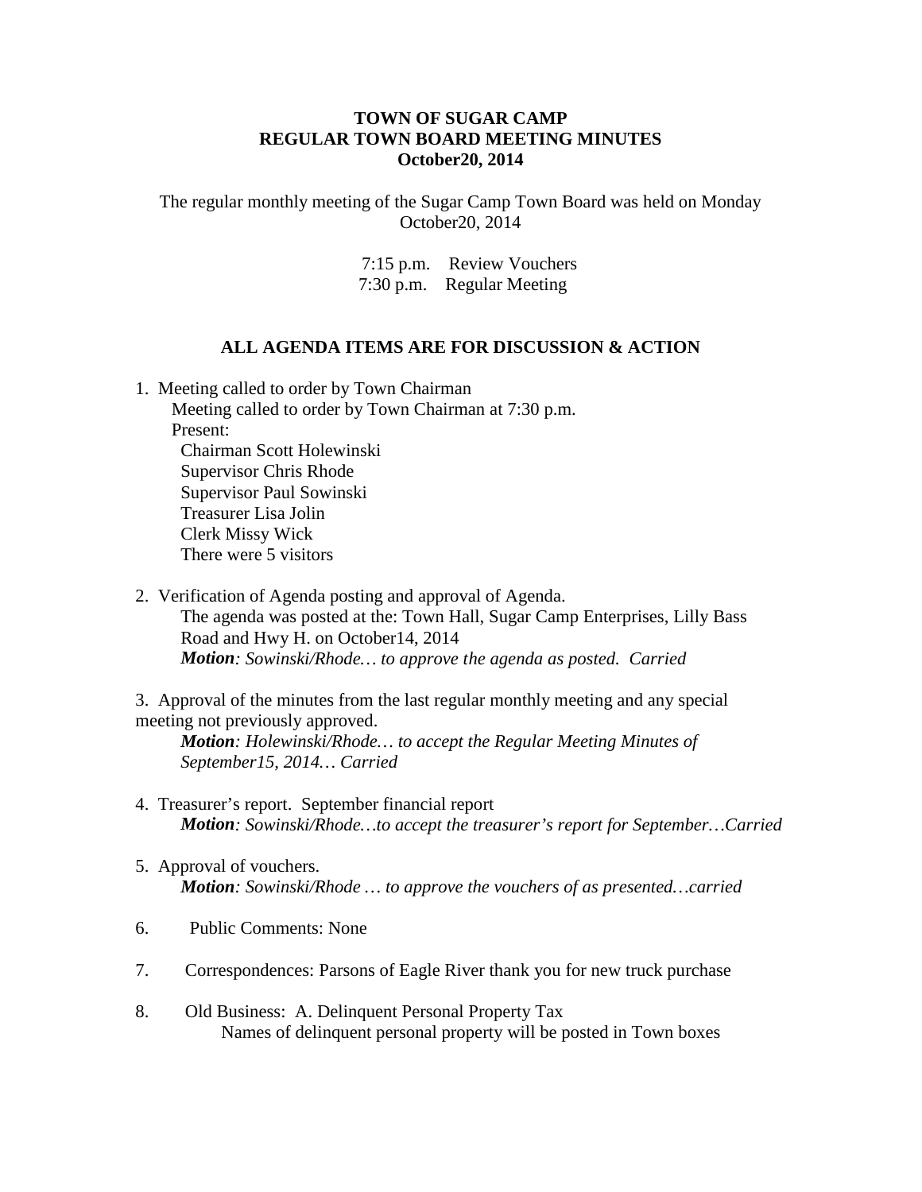**TOWN OF SUGAR CAMP**
**REGULAR TOWN BOARD MEETING MINUTES**
**October20, 2014**

The regular monthly meeting of the Sugar Camp Town Board was held on Monday October20, 2014

7:15 p.m. Review Vouchers
7:30 p.m. Regular Meeting

**ALL AGENDA ITEMS ARE FOR DISCUSSION & ACTION**

1. Meeting called to order by Town Chairman
   Meeting called to order by Town Chairman at 7:30 p.m.
   Present:
   Chairman Scott Holewinski
   Supervisor Chris Rhode
   Supervisor Paul Sowinski
   Treasurer Lisa Jolin
   Clerk Missy Wick
   There were 5 visitors

2. Verification of Agenda posting and approval of Agenda.
   The agenda was posted at the: Town Hall, Sugar Camp Enterprises, Lilly Bass Road and Hwy H. on October14, 2014
   ***Motion****: Sowinski/Rhode… to approve the agenda as posted. Carried*

3. Approval of the minutes from the last regular monthly meeting and any special meeting not previously approved.
   ***Motion****: Holewinski/Rhode… to accept the Regular Meeting Minutes of September15, 2014… Carried*

4. Treasurer's report. September financial report
   ***Motion****: Sowinski/Rhode…to accept the treasurer's report for September…Carried*

5. Approval of vouchers.
   ***Motion****: Sowinski/Rhode … to approve the vouchers of as presented…carried*

6. Public Comments: None

7. Correspondences: Parsons of Eagle River thank you for new truck purchase

8. Old Business: A. Delinquent Personal Property Tax
   Names of delinquent personal property will be posted in Town boxes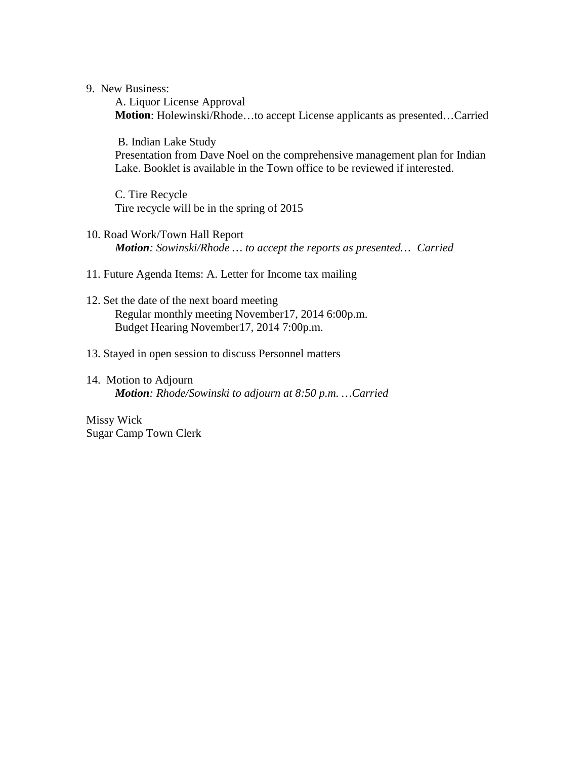9. New Business:

   A. Liquor License Approval
   **Motion**: Holewinski/Rhode…to accept License applicants as presented…Carried

   B. Indian Lake Study
   Presentation from Dave Noel on the comprehensive management plan for Indian Lake. Booklet is available in the Town office to be reviewed if interested.

   C. Tire Recycle
   Tire recycle will be in the spring of 2015

10. Road Work/Town Hall Report
    ***Motion****: Sowinski/Rhode … to accept the reports as presented… Carried*

11. Future Agenda Items: A. Letter for Income tax mailing

12. Set the date of the next board meeting
    Regular monthly meeting November17, 2014 6:00p.m.
    Budget Hearing November17, 2014 7:00p.m.

13. Stayed in open session to discuss Personnel matters

14. Motion to Adjourn
    ***Motion****: Rhode/Sowinski to adjourn at 8:50 p.m. …Carried*

Missy Wick
Sugar Camp Town Clerk